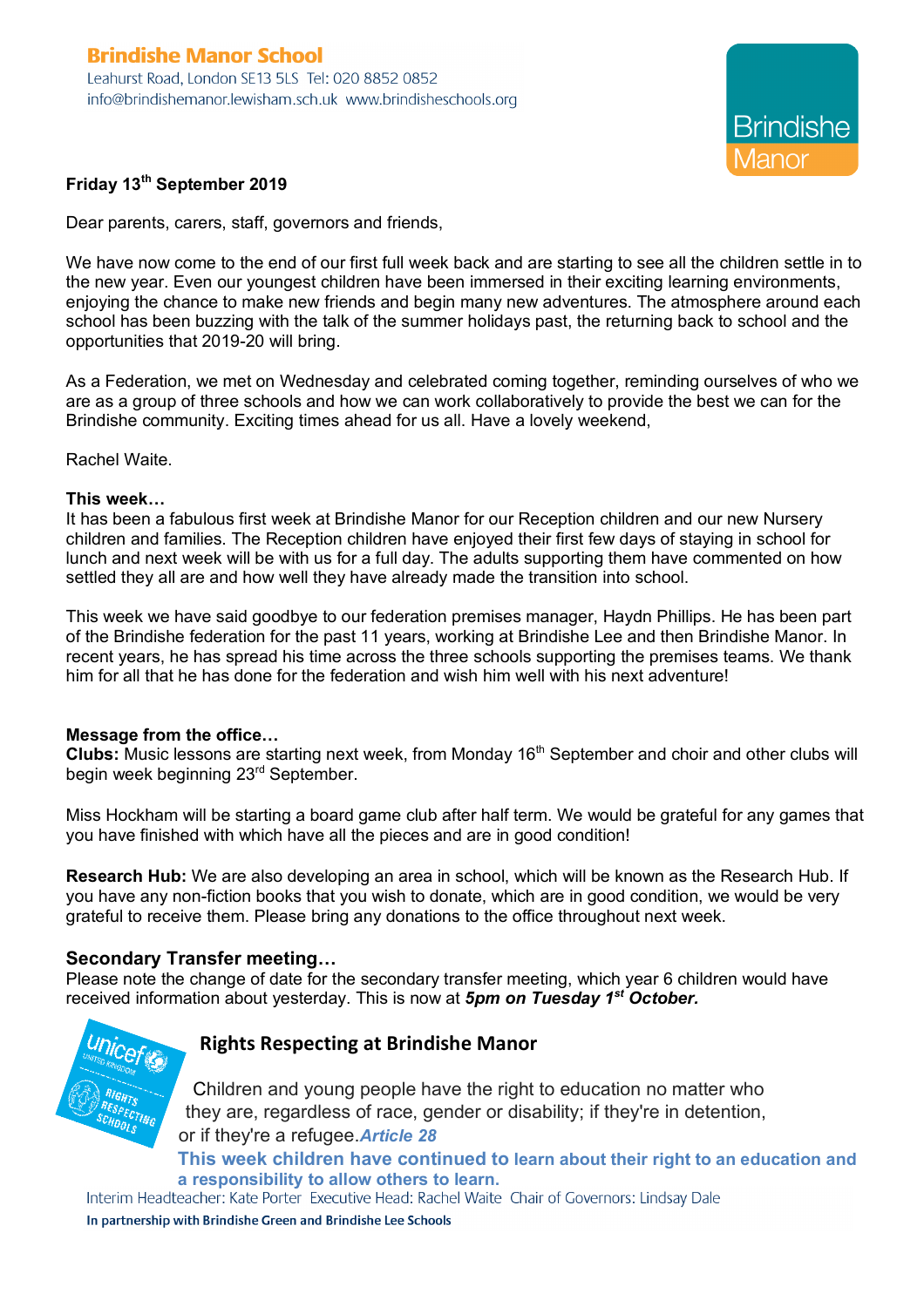**Brindishe Manor School**
Leahurst Road, London SE13 5LS Tel: 020 8852 0852
info@brindishemanor.lewisham.sch.uk www.brindisheschools.org

Brindishe Manor

**Friday 13th September 2019**

Dear parents, carers, staff, governors and friends,

We have now come to the end of our first full week back and are starting to see all the children settle in to the new year. Even our youngest children have been immersed in their exciting learning environments, enjoying the chance to make new friends and begin many new adventures. The atmosphere around each school has been buzzing with the talk of the summer holidays past, the returning back to school and the opportunities that 2019-20 will bring.

As a Federation, we met on Wednesday and celebrated coming together, reminding ourselves of who we are as a group of three schools and how we can work collaboratively to provide the best we can for the Brindishe community. Exciting times ahead for us all. Have a lovely weekend,

Rachel Waite.

**This week…**

It has been a fabulous first week at Brindishe Manor for our Reception children and our new Nursery children and families. The Reception children have enjoyed their first few days of staying in school for lunch and next week will be with us for a full day. The adults supporting them have commented on how settled they all are and how well they have already made the transition into school.

This week we have said goodbye to our federation premises manager, Haydn Phillips. He has been part of the Brindishe federation for the past 11 years, working at Brindishe Lee and then Brindishe Manor. In recent years, he has spread his time across the three schools supporting the premises teams. We thank him for all that he has done for the federation and wish him well with his next adventure!

**Message from the office…**

**Clubs:** Music lessons are starting next week, from Monday 16th September and choir and other clubs will begin week beginning 23rd September.

Miss Hockham will be starting a board game club after half term. We would be grateful for any games that you have finished with which have all the pieces and are in good condition!

**Research Hub:** We are also developing an area in school, which will be known as the Research Hub. If you have any non-fiction books that you wish to donate, which are in good condition, we would be very grateful to receive them. Please bring any donations to the office throughout next week.

**Secondary Transfer meeting…**

Please note the change of date for the secondary transfer meeting, which year 6 children would have received information about yesterday. This is now at ***5pm on Tuesday 1st October.***

## Rights Respecting at Brindishe Manor

Children and young people have the right to education no matter who they are, regardless of race, gender or disability; if they're in detention, or if they're a refugee. ***Article 28***

**This week children have continued to learn about their right to an education and a responsibility to allow others to learn.**

Interim Headteacher: Kate Porter Executive Head: Rachel Waite Chair of Governors: Lindsay Dale

**In partnership with Brindishe Green and Brindishe Lee Schools**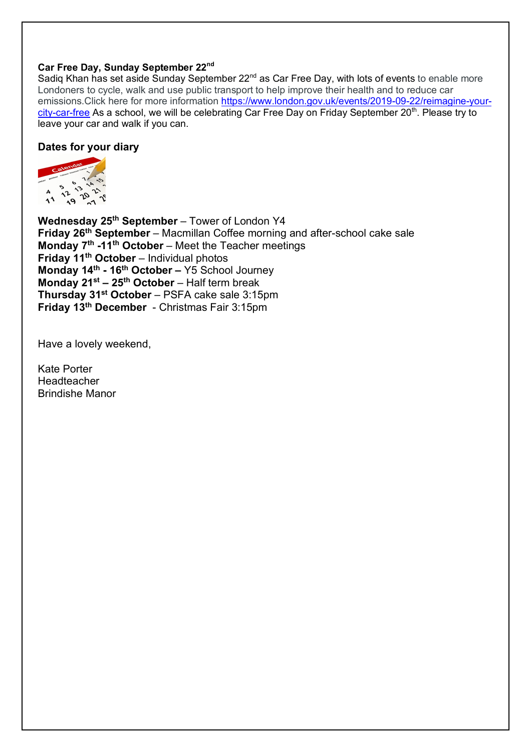**Car Free Day, Sunday September 22nd**

Sadiq Khan has set aside Sunday September 22nd as Car Free Day, with lots of events to enable more Londoners to cycle, walk and use public transport to help improve their health and to reduce car emissions.Click here for more information https://www.london.gov.uk/events/2019-09-22/reimagine-your-city-car-free As a school, we will be celebrating Car Free Day on Friday September 20th. Please try to leave your car and walk if you can.

**Dates for your diary**

**Wednesday 25th September** – Tower of London Y4
**Friday 26th September** – Macmillan Coffee morning and after-school cake sale
**Monday 7th -11th October** – Meet the Teacher meetings
**Friday 11th October** – Individual photos
**Monday 14th - 16th October –** Y5 School Journey
**Monday 21st – 25th October** – Half term break
**Thursday 31st October** – PSFA cake sale 3:15pm
**Friday 13th December** - Christmas Fair 3:15pm

Have a lovely weekend,

Kate Porter
Headteacher
Brindishe Manor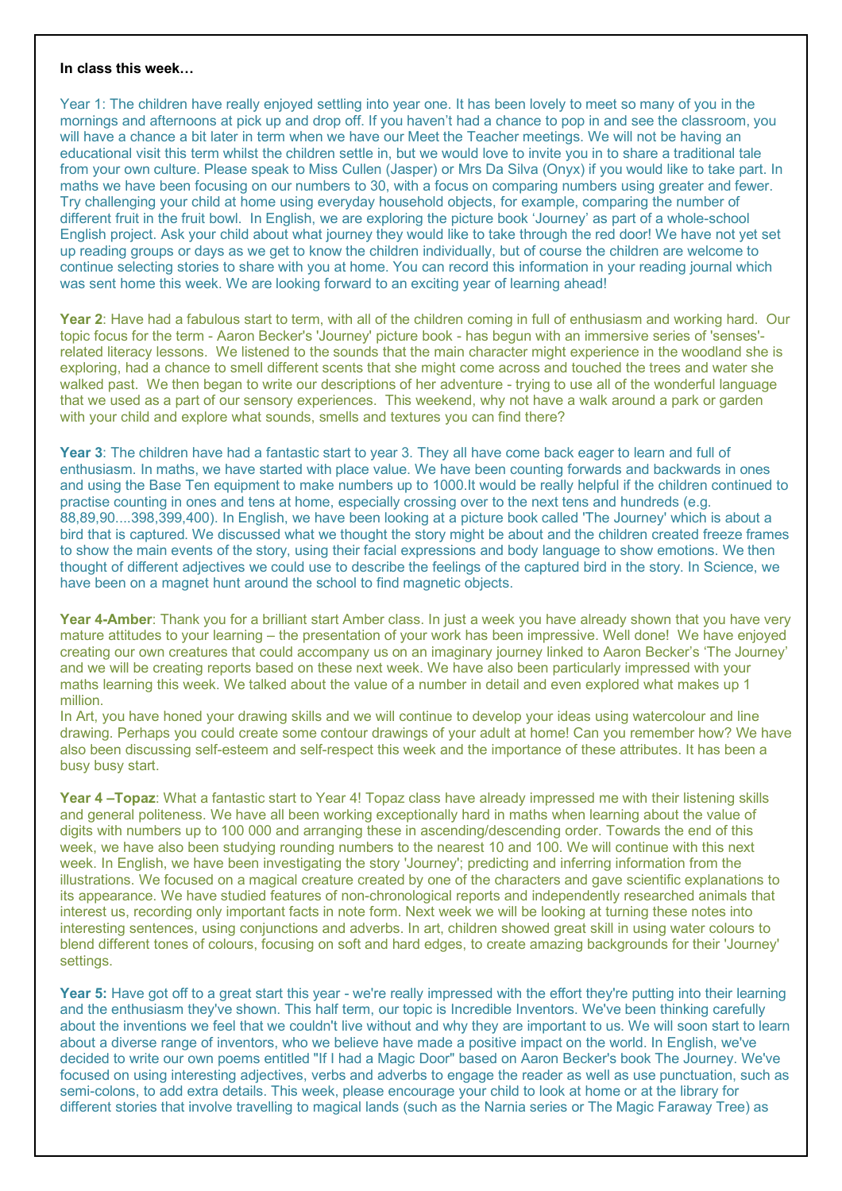**In class this week…**

Year 1: The children have really enjoyed settling into year one. It has been lovely to meet so many of you in the mornings and afternoons at pick up and drop off. If you haven't had a chance to pop in and see the classroom, you will have a chance a bit later in term when we have our Meet the Teacher meetings. We will not be having an educational visit this term whilst the children settle in, but we would love to invite you in to share a traditional tale from your own culture. Please speak to Miss Cullen (Jasper) or Mrs Da Silva (Onyx) if you would like to take part. In maths we have been focusing on our numbers to 30, with a focus on comparing numbers using greater and fewer. Try challenging your child at home using everyday household objects, for example, comparing the number of different fruit in the fruit bowl. In English, we are exploring the picture book 'Journey' as part of a whole-school English project. Ask your child about what journey they would like to take through the red door! We have not yet set up reading groups or days as we get to know the children individually, but of course the children are welcome to continue selecting stories to share with you at home. You can record this information in your reading journal which was sent home this week. We are looking forward to an exciting year of learning ahead!

**Year 2**: Have had a fabulous start to term, with all of the children coming in full of enthusiasm and working hard. Our topic focus for the term - Aaron Becker's 'Journey' picture book - has begun with an immersive series of 'senses'-related literacy lessons. We listened to the sounds that the main character might experience in the woodland she is exploring, had a chance to smell different scents that she might come across and touched the trees and water she walked past. We then began to write our descriptions of her adventure - trying to use all of the wonderful language that we used as a part of our sensory experiences. This weekend, why not have a walk around a park or garden with your child and explore what sounds, smells and textures you can find there?

**Year 3**: The children have had a fantastic start to year 3. They all have come back eager to learn and full of enthusiasm. In maths, we have started with place value. We have been counting forwards and backwards in ones and using the Base Ten equipment to make numbers up to 1000.It would be really helpful if the children continued to practise counting in ones and tens at home, especially crossing over to the next tens and hundreds (e.g. 88,89,90....398,399,400). In English, we have been looking at a picture book called 'The Journey' which is about a bird that is captured. We discussed what we thought the story might be about and the children created freeze frames to show the main events of the story, using their facial expressions and body language to show emotions. We then thought of different adjectives we could use to describe the feelings of the captured bird in the story. In Science, we have been on a magnet hunt around the school to find magnetic objects.

**Year 4-Amber**: Thank you for a brilliant start Amber class. In just a week you have already shown that you have very mature attitudes to your learning – the presentation of your work has been impressive. Well done! We have enjoyed creating our own creatures that could accompany us on an imaginary journey linked to Aaron Becker's 'The Journey' and we will be creating reports based on these next week. We have also been particularly impressed with your maths learning this week. We talked about the value of a number in detail and even explored what makes up 1 million.

In Art, you have honed your drawing skills and we will continue to develop your ideas using watercolour and line drawing. Perhaps you could create some contour drawings of your adult at home! Can you remember how? We have also been discussing self-esteem and self-respect this week and the importance of these attributes. It has been a busy busy start.

**Year 4 –Topaz**: What a fantastic start to Year 4! Topaz class have already impressed me with their listening skills and general politeness. We have all been working exceptionally hard in maths when learning about the value of digits with numbers up to 100 000 and arranging these in ascending/descending order. Towards the end of this week, we have also been studying rounding numbers to the nearest 10 and 100. We will continue with this next week. In English, we have been investigating the story 'Journey'; predicting and inferring information from the illustrations. We focused on a magical creature created by one of the characters and gave scientific explanations to its appearance. We have studied features of non-chronological reports and independently researched animals that interest us, recording only important facts in note form. Next week we will be looking at turning these notes into interesting sentences, using conjunctions and adverbs. In art, children showed great skill in using water colours to blend different tones of colours, focusing on soft and hard edges, to create amazing backgrounds for their 'Journey' settings.

**Year 5:** Have got off to a great start this year - we're really impressed with the effort they're putting into their learning and the enthusiasm they've shown. This half term, our topic is Incredible Inventors. We've been thinking carefully about the inventions we feel that we couldn't live without and why they are important to us. We will soon start to learn about a diverse range of inventors, who we believe have made a positive impact on the world. In English, we've decided to write our own poems entitled "If I had a Magic Door" based on Aaron Becker's book The Journey. We've focused on using interesting adjectives, verbs and adverbs to engage the reader as well as use punctuation, such as semi-colons, to add extra details. This week, please encourage your child to look at home or at the library for different stories that involve travelling to magical lands (such as the Narnia series or The Magic Faraway Tree) as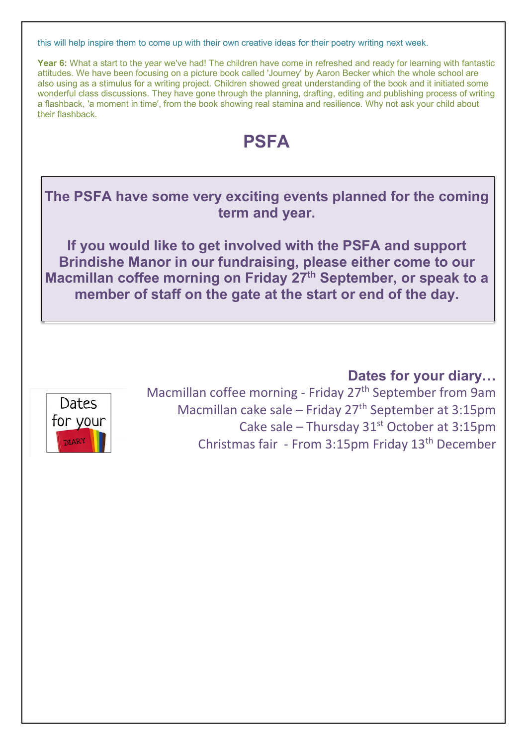this will help inspire them to come up with their own creative ideas for their poetry writing next week.

**Year 6:** What a start to the year we've had! The children have come in refreshed and ready for learning with fantastic attitudes. We have been focusing on a picture book called 'Journey' by Aaron Becker which the whole school are also using as a stimulus for a writing project. Children showed great understanding of the book and it initiated some wonderful class discussions. They have gone through the planning, drafting, editing and publishing process of writing a flashback, 'a moment in time', from the book showing real stamina and resilience. Why not ask your child about their flashback.

# PSFA

**The PSFA have some very exciting events planned for the coming term and year.**

**If you would like to get involved with the PSFA and support Brindishe Manor in our fundraising, please either come to our Macmillan coffee morning on Friday 27th September, or speak to a member of staff on the gate at the start or end of the day.**

## Dates for your diary…

Macmillan coffee morning - Friday 27th September from 9am

Macmillan cake sale – Friday 27th September at 3:15pm

Cake sale – Thursday 31st October at 3:15pm

Christmas fair - From 3:15pm Friday 13th December